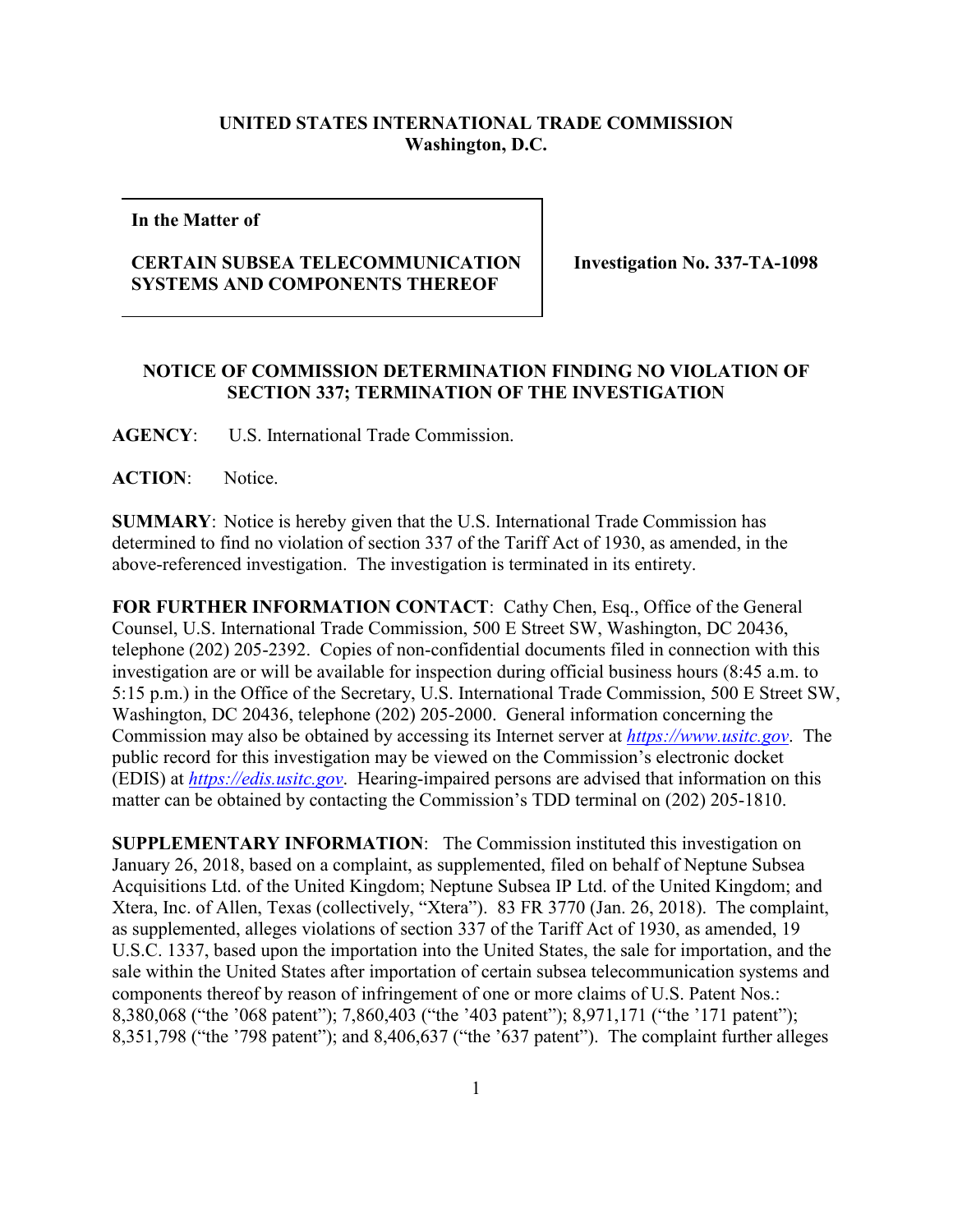**UNITED STATES INTERNATIONAL TRADE COMMISSION**
**Washington, D.C.**

| **In the Matter of**<br><br>**CERTAIN SUBSEA TELECOMMUNICATION SYSTEMS AND COMPONENTS THEREOF** | **Investigation No. 337-TA-1098** |
|---|---|

**NOTICE OF COMMISSION DETERMINATION FINDING NO VIOLATION OF SECTION 337; TERMINATION OF THE INVESTIGATION**

**AGENCY**: U.S. International Trade Commission.

**ACTION**: Notice.

**SUMMARY**: Notice is hereby given that the U.S. International Trade Commission has determined to find no violation of section 337 of the Tariff Act of 1930, as amended, in the above-referenced investigation. The investigation is terminated in its entirety.

**FOR FURTHER INFORMATION CONTACT**: Cathy Chen, Esq., Office of the General Counsel, U.S. International Trade Commission, 500 E Street SW, Washington, DC 20436, telephone (202) 205-2392. Copies of non-confidential documents filed in connection with this investigation are or will be available for inspection during official business hours (8:45 a.m. to 5:15 p.m.) in the Office of the Secretary, U.S. International Trade Commission, 500 E Street SW, Washington, DC 20436, telephone (202) 205-2000. General information concerning the Commission may also be obtained by accessing its Internet server at *https://www.usitc.gov*. The public record for this investigation may be viewed on the Commission's electronic docket (EDIS) at *https://edis.usitc.gov*. Hearing-impaired persons are advised that information on this matter can be obtained by contacting the Commission's TDD terminal on (202) 205-1810.

**SUPPLEMENTARY INFORMATION**: The Commission instituted this investigation on January 26, 2018, based on a complaint, as supplemented, filed on behalf of Neptune Subsea Acquisitions Ltd. of the United Kingdom; Neptune Subsea IP Ltd. of the United Kingdom; and Xtera, Inc. of Allen, Texas (collectively, "Xtera"). 83 FR 3770 (Jan. 26, 2018). The complaint, as supplemented, alleges violations of section 337 of the Tariff Act of 1930, as amended, 19 U.S.C. 1337, based upon the importation into the United States, the sale for importation, and the sale within the United States after importation of certain subsea telecommunication systems and components thereof by reason of infringement of one or more claims of U.S. Patent Nos.: 8,380,068 ("the '068 patent"); 7,860,403 ("the '403 patent"); 8,971,171 ("the '171 patent"); 8,351,798 ("the '798 patent"); and 8,406,637 ("the '637 patent"). The complaint further alleges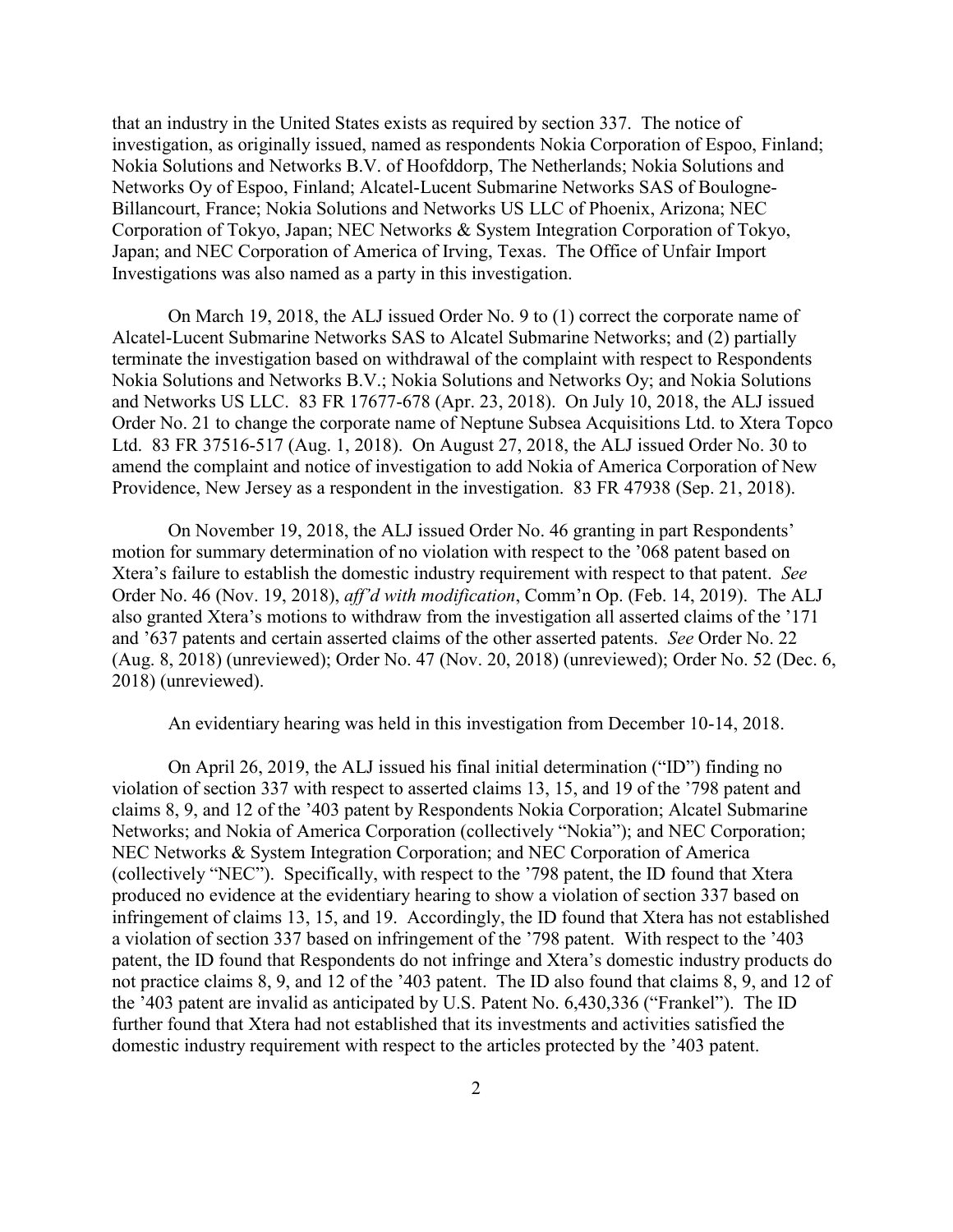that an industry in the United States exists as required by section 337. The notice of investigation, as originally issued, named as respondents Nokia Corporation of Espoo, Finland; Nokia Solutions and Networks B.V. of Hoofddorp, The Netherlands; Nokia Solutions and Networks Oy of Espoo, Finland; Alcatel-Lucent Submarine Networks SAS of Boulogne-Billancourt, France; Nokia Solutions and Networks US LLC of Phoenix, Arizona; NEC Corporation of Tokyo, Japan; NEC Networks & System Integration Corporation of Tokyo, Japan; and NEC Corporation of America of Irving, Texas. The Office of Unfair Import Investigations was also named as a party in this investigation.

On March 19, 2018, the ALJ issued Order No. 9 to (1) correct the corporate name of Alcatel-Lucent Submarine Networks SAS to Alcatel Submarine Networks; and (2) partially terminate the investigation based on withdrawal of the complaint with respect to Respondents Nokia Solutions and Networks B.V.; Nokia Solutions and Networks Oy; and Nokia Solutions and Networks US LLC. 83 FR 17677-678 (Apr. 23, 2018). On July 10, 2018, the ALJ issued Order No. 21 to change the corporate name of Neptune Subsea Acquisitions Ltd. to Xtera Topco Ltd. 83 FR 37516-517 (Aug. 1, 2018). On August 27, 2018, the ALJ issued Order No. 30 to amend the complaint and notice of investigation to add Nokia of America Corporation of New Providence, New Jersey as a respondent in the investigation. 83 FR 47938 (Sep. 21, 2018).

On November 19, 2018, the ALJ issued Order No. 46 granting in part Respondents' motion for summary determination of no violation with respect to the '068 patent based on Xtera's failure to establish the domestic industry requirement with respect to that patent. *See* Order No. 46 (Nov. 19, 2018), *aff'd with modification*, Comm'n Op. (Feb. 14, 2019). The ALJ also granted Xtera's motions to withdraw from the investigation all asserted claims of the '171 and '637 patents and certain asserted claims of the other asserted patents. *See* Order No. 22 (Aug. 8, 2018) (unreviewed); Order No. 47 (Nov. 20, 2018) (unreviewed); Order No. 52 (Dec. 6, 2018) (unreviewed).

An evidentiary hearing was held in this investigation from December 10-14, 2018.

On April 26, 2019, the ALJ issued his final initial determination ("ID") finding no violation of section 337 with respect to asserted claims 13, 15, and 19 of the '798 patent and claims 8, 9, and 12 of the '403 patent by Respondents Nokia Corporation; Alcatel Submarine Networks; and Nokia of America Corporation (collectively "Nokia"); and NEC Corporation; NEC Networks & System Integration Corporation; and NEC Corporation of America (collectively "NEC"). Specifically, with respect to the '798 patent, the ID found that Xtera produced no evidence at the evidentiary hearing to show a violation of section 337 based on infringement of claims 13, 15, and 19. Accordingly, the ID found that Xtera has not established a violation of section 337 based on infringement of the '798 patent. With respect to the '403 patent, the ID found that Respondents do not infringe and Xtera's domestic industry products do not practice claims 8, 9, and 12 of the '403 patent. The ID also found that claims 8, 9, and 12 of the '403 patent are invalid as anticipated by U.S. Patent No. 6,430,336 ("Frankel"). The ID further found that Xtera had not established that its investments and activities satisfied the domestic industry requirement with respect to the articles protected by the '403 patent.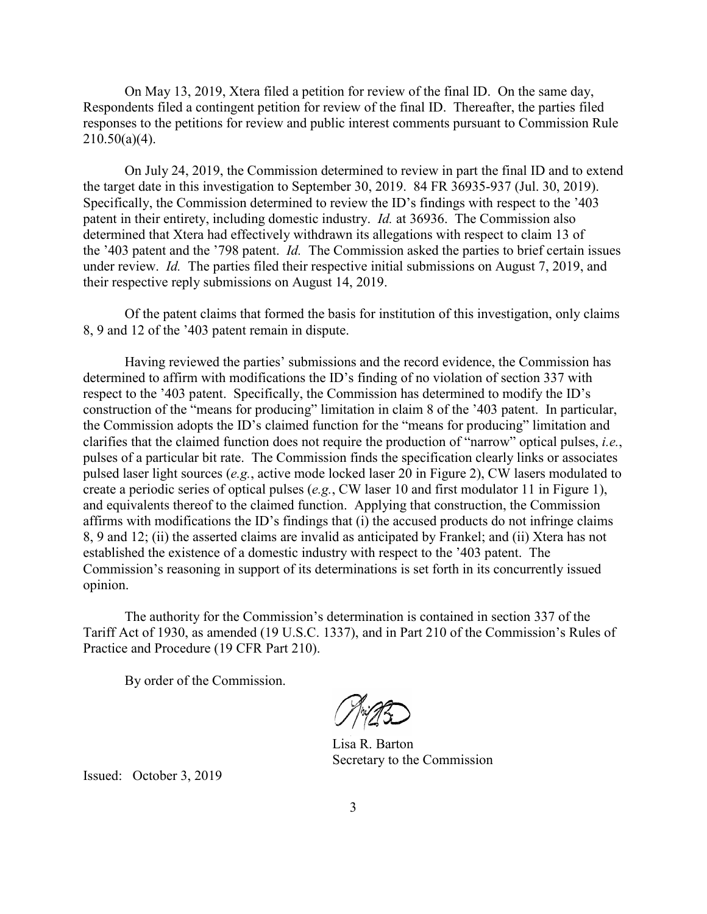On May 13, 2019, Xtera filed a petition for review of the final ID. On the same day, Respondents filed a contingent petition for review of the final ID. Thereafter, the parties filed responses to the petitions for review and public interest comments pursuant to Commission Rule 210.50(a)(4).

On July 24, 2019, the Commission determined to review in part the final ID and to extend the target date in this investigation to September 30, 2019. 84 FR 36935-937 (Jul. 30, 2019). Specifically, the Commission determined to review the ID's findings with respect to the '403 patent in their entirety, including domestic industry. *Id.* at 36936. The Commission also determined that Xtera had effectively withdrawn its allegations with respect to claim 13 of the '403 patent and the '798 patent. *Id.* The Commission asked the parties to brief certain issues under review. *Id.* The parties filed their respective initial submissions on August 7, 2019, and their respective reply submissions on August 14, 2019.

Of the patent claims that formed the basis for institution of this investigation, only claims 8, 9 and 12 of the '403 patent remain in dispute.

Having reviewed the parties' submissions and the record evidence, the Commission has determined to affirm with modifications the ID's finding of no violation of section 337 with respect to the '403 patent. Specifically, the Commission has determined to modify the ID's construction of the "means for producing" limitation in claim 8 of the '403 patent. In particular, the Commission adopts the ID's claimed function for the "means for producing" limitation and clarifies that the claimed function does not require the production of "narrow" optical pulses, *i.e.*, pulses of a particular bit rate. The Commission finds the specification clearly links or associates pulsed laser light sources (*e.g.*, active mode locked laser 20 in Figure 2), CW lasers modulated to create a periodic series of optical pulses (*e.g.*, CW laser 10 and first modulator 11 in Figure 1), and equivalents thereof to the claimed function. Applying that construction, the Commission affirms with modifications the ID's findings that (i) the accused products do not infringe claims 8, 9 and 12; (ii) the asserted claims are invalid as anticipated by Frankel; and (ii) Xtera has not established the existence of a domestic industry with respect to the '403 patent. The Commission's reasoning in support of its determinations is set forth in its concurrently issued opinion.

The authority for the Commission's determination is contained in section 337 of the Tariff Act of 1930, as amended (19 U.S.C. 1337), and in Part 210 of the Commission's Rules of Practice and Procedure (19 CFR Part 210).

By order of the Commission.

Lisa R. Barton
Secretary to the Commission

Issued: October 3, 2019